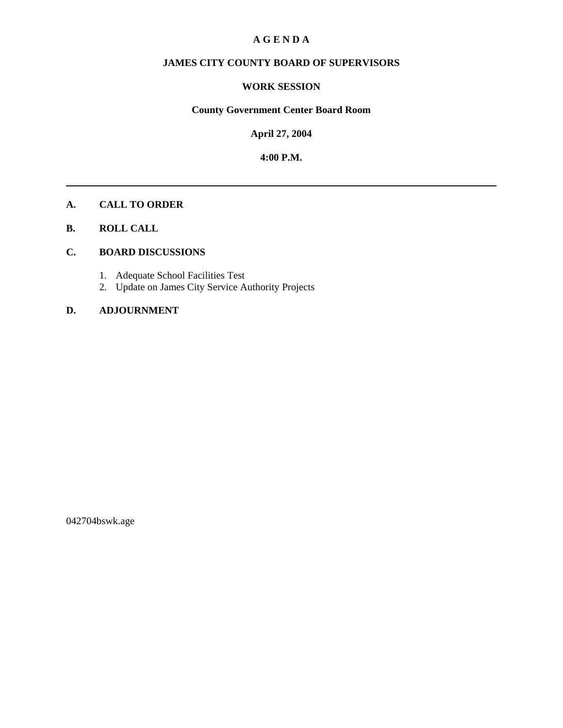# A G E N D A

## JAMES CITY COUNTY BOARD OF SUPERVISORS

## WORK SESSION

**County Government Center Board Room**

**April 27, 2004**

**4:00 P.M.**

---

**A. CALL TO ORDER**

**B. ROLL CALL**

**C. BOARD DISCUSSIONS**

1. Adequate School Facilities Test
2. Update on James City Service Authority Projects

**D. ADJOURNMENT**

042704bswk.age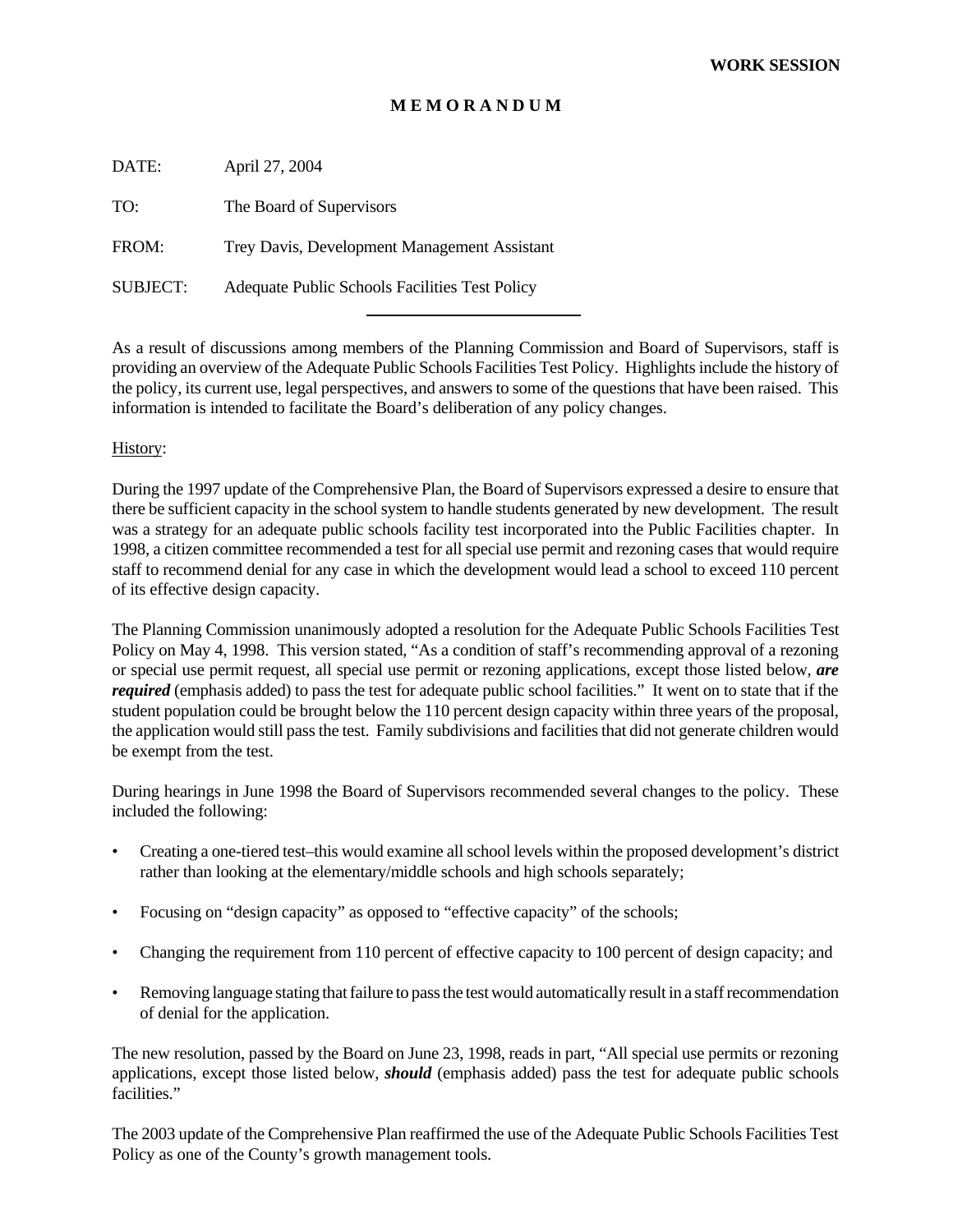**WORK SESSION**

**M E M O R A N D U M**

DATE: April 27, 2004

TO: The Board of Supervisors

FROM: Trey Davis, Development Management Assistant

SUBJECT: Adequate Public Schools Facilities Test Policy

---

As a result of discussions among members of the Planning Commission and Board of Supervisors, staff is providing an overview of the Adequate Public Schools Facilities Test Policy. Highlights include the history of the policy, its current use, legal perspectives, and answers to some of the questions that have been raised. This information is intended to facilitate the Board's deliberation of any policy changes.

History:

During the 1997 update of the Comprehensive Plan, the Board of Supervisors expressed a desire to ensure that there be sufficient capacity in the school system to handle students generated by new development. The result was a strategy for an adequate public schools facility test incorporated into the Public Facilities chapter. In 1998, a citizen committee recommended a test for all special use permit and rezoning cases that would require staff to recommend denial for any case in which the development would lead a school to exceed 110 percent of its effective design capacity.

The Planning Commission unanimously adopted a resolution for the Adequate Public Schools Facilities Test Policy on May 4, 1998. This version stated, "As a condition of staff's recommending approval of a rezoning or special use permit request, all special use permit or rezoning applications, except those listed below, ***are required*** (emphasis added) to pass the test for adequate public school facilities." It went on to state that if the student population could be brought below the 110 percent design capacity within three years of the proposal, the application would still pass the test. Family subdivisions and facilities that did not generate children would be exempt from the test.

During hearings in June 1998 the Board of Supervisors recommended several changes to the policy. These included the following:

- Creating a one-tiered test–this would examine all school levels within the proposed development's district rather than looking at the elementary/middle schools and high schools separately;
- Focusing on "design capacity" as opposed to "effective capacity" of the schools;
- Changing the requirement from 110 percent of effective capacity to 100 percent of design capacity; and
- Removing language stating that failure to pass the test would automatically result in a staff recommendation of denial for the application.

The new resolution, passed by the Board on June 23, 1998, reads in part, "All special use permits or rezoning applications, except those listed below, ***should*** (emphasis added) pass the test for adequate public schools facilities."

The 2003 update of the Comprehensive Plan reaffirmed the use of the Adequate Public Schools Facilities Test Policy as one of the County's growth management tools.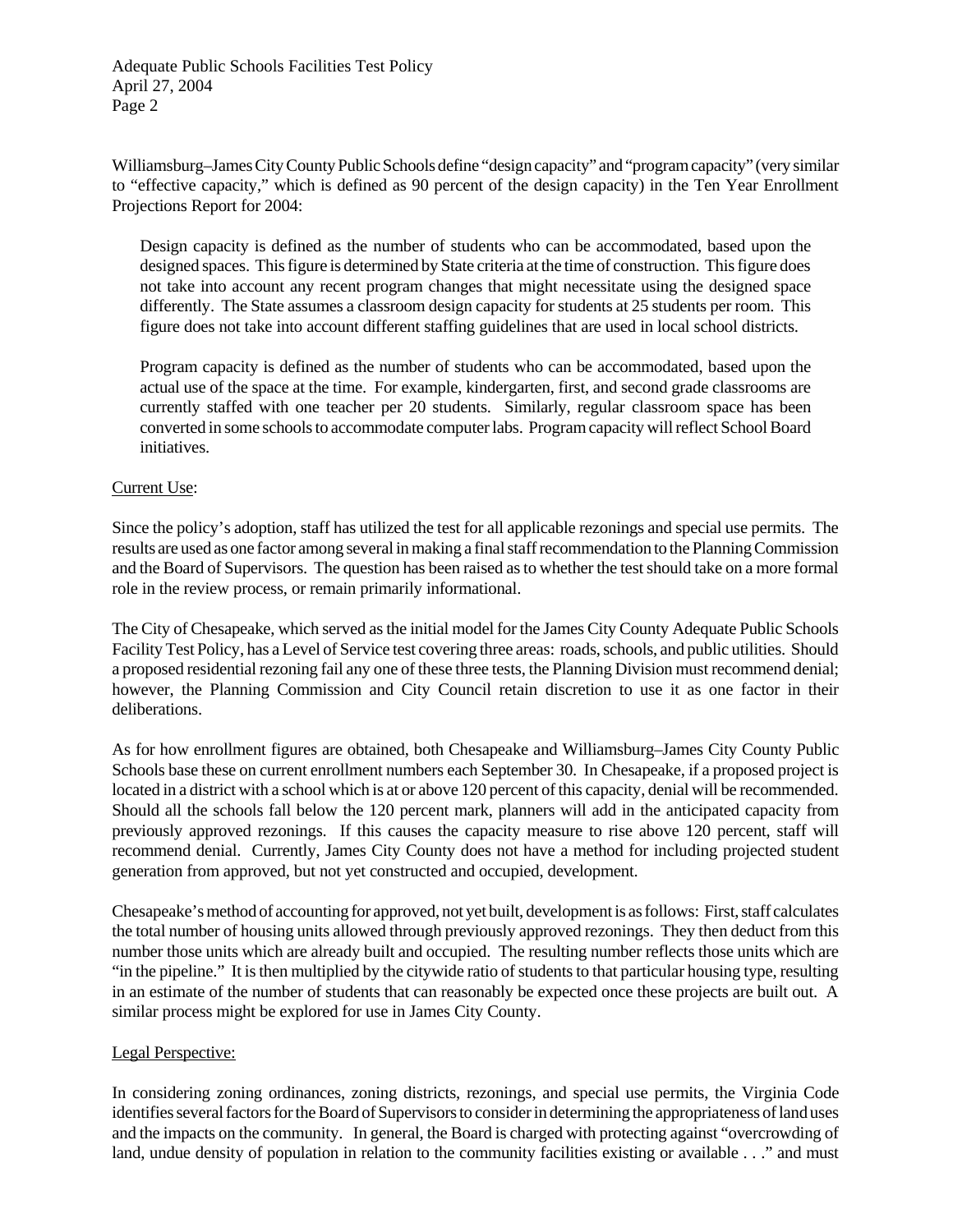Williamsburg–James City County Public Schools define "design capacity" and "program capacity" (very similar to "effective capacity," which is defined as 90 percent of the design capacity) in the Ten Year Enrollment Projections Report for 2004:

> Design capacity is defined as the number of students who can be accommodated, based upon the designed spaces. This figure is determined by State criteria at the time of construction. This figure does not take into account any recent program changes that might necessitate using the designed space differently. The State assumes a classroom design capacity for students at 25 students per room. This figure does not take into account different staffing guidelines that are used in local school districts.
>
> Program capacity is defined as the number of students who can be accommodated, based upon the actual use of the space at the time. For example, kindergarten, first, and second grade classrooms are currently staffed with one teacher per 20 students. Similarly, regular classroom space has been converted in some schools to accommodate computer labs. Program capacity will reflect School Board initiatives.

Current Use:

Since the policy's adoption, staff has utilized the test for all applicable rezonings and special use permits. The results are used as one factor among several in making a final staff recommendation to the Planning Commission and the Board of Supervisors. The question has been raised as to whether the test should take on a more formal role in the review process, or remain primarily informational.

The City of Chesapeake, which served as the initial model for the James City County Adequate Public Schools Facility Test Policy, has a Level of Service test covering three areas: roads, schools, and public utilities. Should a proposed residential rezoning fail any one of these three tests, the Planning Division must recommend denial; however, the Planning Commission and City Council retain discretion to use it as one factor in their deliberations.

As for how enrollment figures are obtained, both Chesapeake and Williamsburg–James City County Public Schools base these on current enrollment numbers each September 30. In Chesapeake, if a proposed project is located in a district with a school which is at or above 120 percent of this capacity, denial will be recommended. Should all the schools fall below the 120 percent mark, planners will add in the anticipated capacity from previously approved rezonings. If this causes the capacity measure to rise above 120 percent, staff will recommend denial. Currently, James City County does not have a method for including projected student generation from approved, but not yet constructed and occupied, development.

Chesapeake's method of accounting for approved, not yet built, development is as follows: First, staff calculates the total number of housing units allowed through previously approved rezonings. They then deduct from this number those units which are already built and occupied. The resulting number reflects those units which are "in the pipeline." It is then multiplied by the citywide ratio of students to that particular housing type, resulting in an estimate of the number of students that can reasonably be expected once these projects are built out. A similar process might be explored for use in James City County.

Legal Perspective:

In considering zoning ordinances, zoning districts, rezonings, and special use permits, the Virginia Code identifies several factors for the Board of Supervisors to consider in determining the appropriateness of land uses and the impacts on the community. In general, the Board is charged with protecting against "overcrowding of land, undue density of population in relation to the community facilities existing or available . . ." and must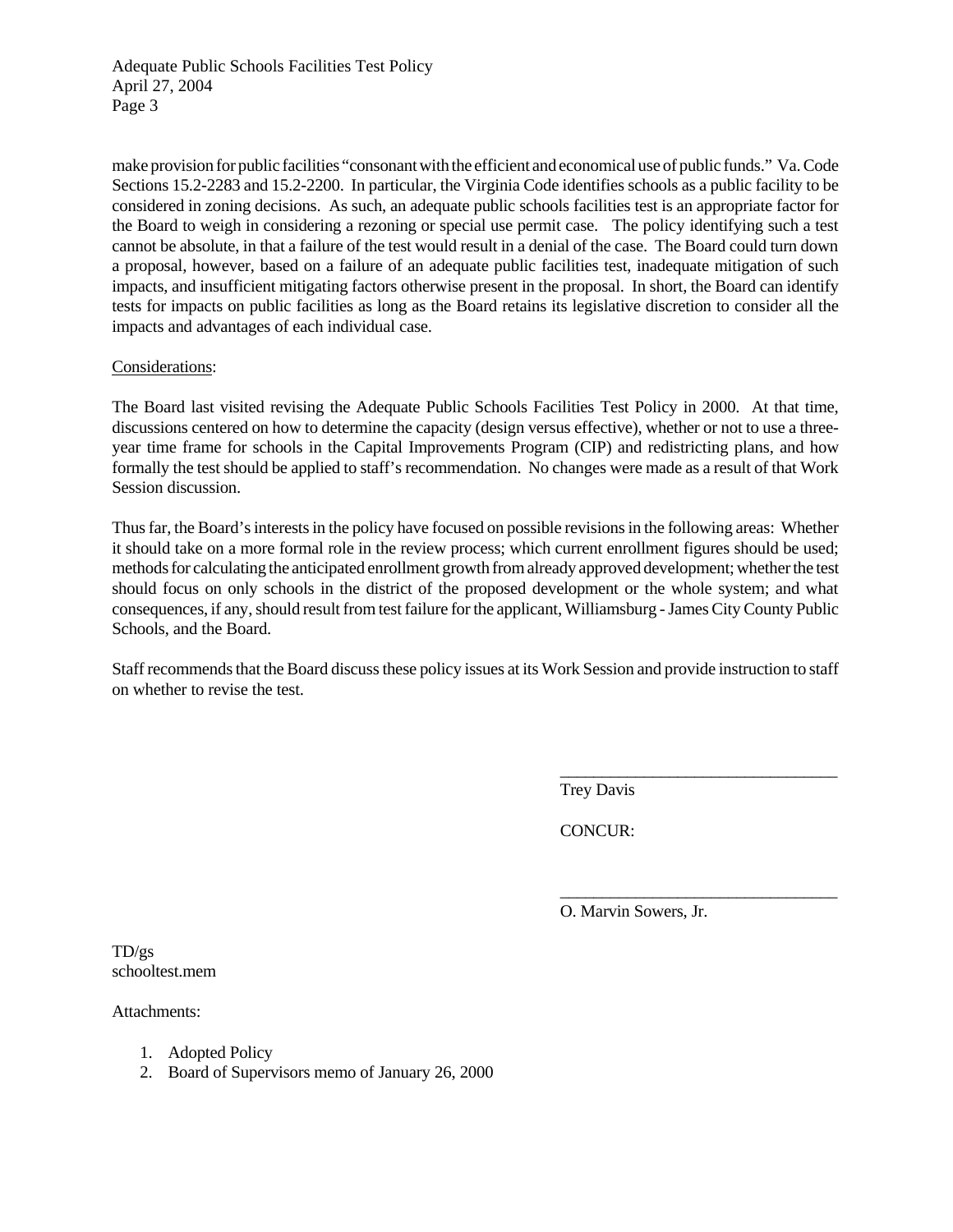make provision for public facilities "consonant with the efficient and economical use of public funds." Va. Code Sections 15.2-2283 and 15.2-2200. In particular, the Virginia Code identifies schools as a public facility to be considered in zoning decisions. As such, an adequate public schools facilities test is an appropriate factor for the Board to weigh in considering a rezoning or special use permit case. The policy identifying such a test cannot be absolute, in that a failure of the test would result in a denial of the case. The Board could turn down a proposal, however, based on a failure of an adequate public facilities test, inadequate mitigation of such impacts, and insufficient mitigating factors otherwise present in the proposal. In short, the Board can identify tests for impacts on public facilities as long as the Board retains its legislative discretion to consider all the impacts and advantages of each individual case.

Considerations:

The Board last visited revising the Adequate Public Schools Facilities Test Policy in 2000. At that time, discussions centered on how to determine the capacity (design versus effective), whether or not to use a three-year time frame for schools in the Capital Improvements Program (CIP) and redistricting plans, and how formally the test should be applied to staff's recommendation. No changes were made as a result of that Work Session discussion.

Thus far, the Board's interests in the policy have focused on possible revisions in the following areas: Whether it should take on a more formal role in the review process; which current enrollment figures should be used; methods for calculating the anticipated enrollment growth from already approved development; whether the test should focus on only schools in the district of the proposed development or the whole system; and what consequences, if any, should result from test failure for the applicant, Williamsburg - James City County Public Schools, and the Board.

Staff recommends that the Board discuss these policy issues at its Work Session and provide instruction to staff on whether to revise the test.

\_\_\_\_\_\_\_\_\_\_\_\_\_\_\_\_\_\_\_\_\_\_\_\_\_\_\_\_\_\_\_\_\_\_

Trey Davis

CONCUR:

\_\_\_\_\_\_\_\_\_\_\_\_\_\_\_\_\_\_\_\_\_\_\_\_\_\_\_\_\_\_\_\_\_\_

O. Marvin Sowers, Jr.

TD/gs
schooltest.mem

Attachments:

1. Adopted Policy
2. Board of Supervisors memo of January 26, 2000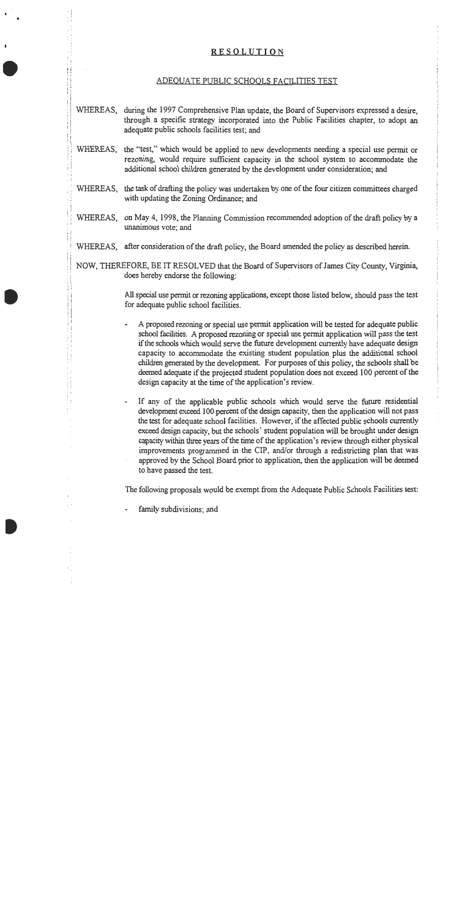# RESOLUTION

## ADEQUATE PUBLIC SCHOOLS FACILITIES TEST

WHEREAS, during the 1997 Comprehensive Plan update, the Board of Supervisors expressed a desire, through a specific strategy incorporated into the Public Facilities chapter, to adopt an adequate public schools facilities test; and

WHEREAS, the "test," which would be applied to new developments needing a special use permit or rezoning, would require sufficient capacity in the school system to accommodate the additional school children generated by the development under consideration; and

WHEREAS, the task of drafting the policy was undertaken by one of the four citizen committees charged with updating the Zoning Ordinance; and

WHEREAS, on May 4, 1998, the Planning Commission recommended adoption of the draft policy by a unanimous vote; and

WHEREAS, after consideration of the draft policy, the Board amended the policy as described herein.

NOW, THEREFORE, BE IT RESOLVED that the Board of Supervisors of James City County, Virginia, does hereby endorse the following:

All special use permit or rezoning applications, except those listed below, should pass the test for adequate public school facilities.

- A proposed rezoning or special use permit application will be tested for adequate public school facilities. A proposed rezoning or special use permit application will pass the test if the schools which would serve the future development currently have adequate design capacity to accommodate the existing student population plus the additional school children generated by the development. For purposes of this policy, the schools shall be deemed adequate if the projected student population does not exceed 100 percent of the design capacity at the time of the application's review.

- If any of the applicable public schools which would serve the future residential development exceed 100 percent of the design capacity, then the application will not pass the test for adequate school facilities. However, if the affected public schools currently exceed design capacity, but the schools' student population will be brought under design capacity within three years of the time of the application's review through either physical improvements programmed in the CIP, and/or through a redistricting plan that was approved by the School Board prior to application, then the application will be deemed to have passed the test.

The following proposals would be exempt from the Adequate Public Schools Facilities test:

- family subdivisions; and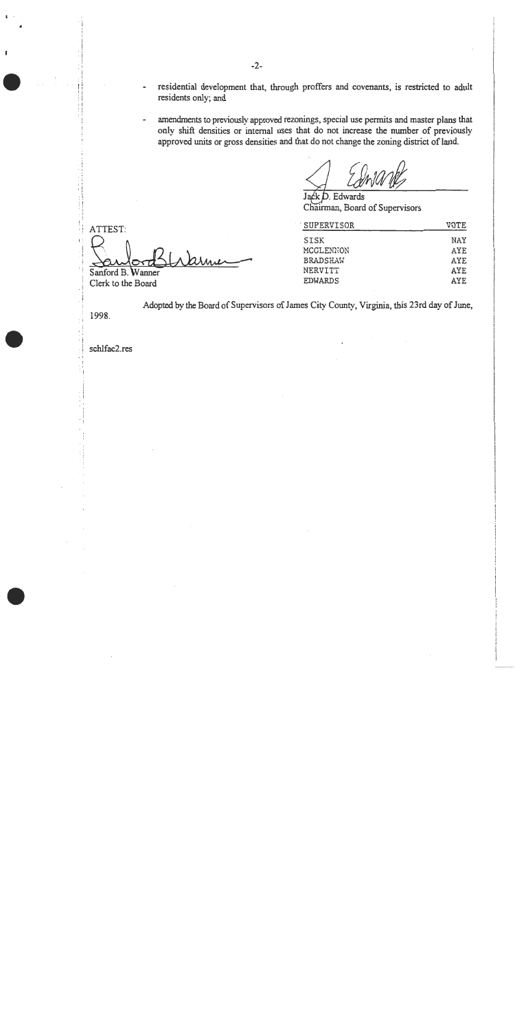- residential development that, through proffers and covenants, is restricted to adult residents only; and

- amendments to previously approved rezonings, special use permits and master plans that only shift densities or internal uses that do not increase the number of previously approved units or gross densities and that do not change the zoning district of land.

Jack D. Edwards
Chairman, Board of Supervisors

ATTEST:

Sanford B. Wanner
Clerk to the Board

| SUPERVISOR | VOTE |
|---|---|
| SISK | NAY |
| MCGLENNON | AYE |
| BRADSHAW | AYE |
| NERVITT | AYE |
| EDWARDS | AYE |

Adopted by the Board of Supervisors of James City County, Virginia, this 23rd day of June, 1998.

schlfac2.res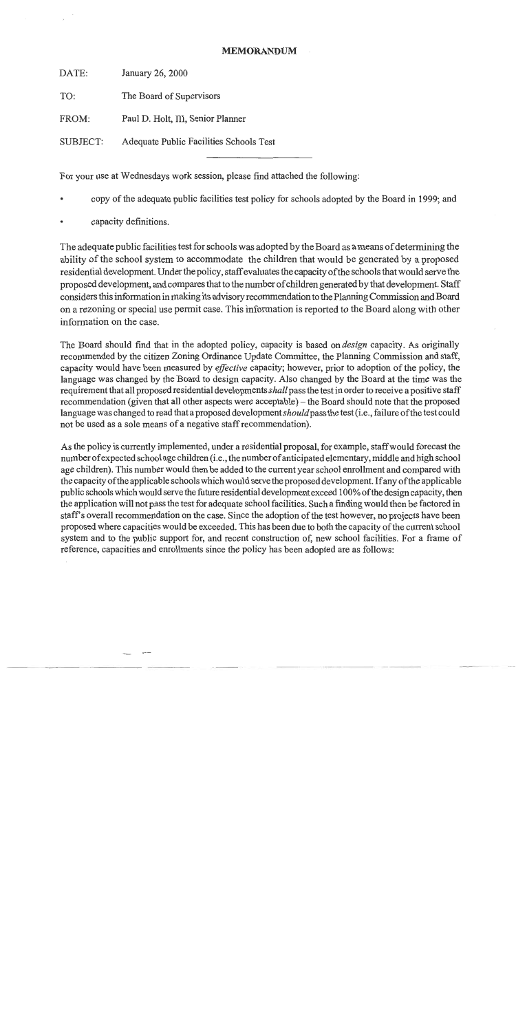# MEMORANDUM

DATE: January 26, 2000

TO: The Board of Supervisors

FROM: Paul D. Holt, III, Senior Planner

SUBJECT: Adequate Public Facilities Schools Test

For your use at Wednesdays work session, please find attached the following:

- copy of the adequate public facilities test policy for schools adopted by the Board in 1999; and
- capacity definitions.

The adequate public facilities test for schools was adopted by the Board as a means of determining the ability of the school system to accommodate the children that would be generated by a proposed residential development. Under the policy, staff evaluates the capacity of the schools that would serve the proposed development, and compares that to the number of children generated by that development. Staff considers this information in making its advisory recommendation to the Planning Commission and Board on a rezoning or special use permit case. This information is reported to the Board along with other information on the case.

The Board should find that in the adopted policy, capacity is based on *design* capacity. As originally recommended by the citizen Zoning Ordinance Update Committee, the Planning Commission and staff, capacity would have been measured by *effective* capacity; however, prior to adoption of the policy, the language was changed by the Board to design capacity. Also changed by the Board at the time was the requirement that all proposed residential developments *shall* pass the test in order to receive a positive staff recommendation (given that all other aspects were acceptable) – the Board should note that the proposed language was changed to read that a proposed development *should* pass the test (i.e., failure of the test could not be used as a sole means of a negative staff recommendation).

As the policy is currently implemented, under a residential proposal, for example, staff would forecast the number of expected school age children (i.e., the number of anticipated elementary, middle and high school age children). This number would then be added to the current year school enrollment and compared with the capacity of the applicable schools which would serve the proposed development. If any of the applicable public schools which would serve the future residential development exceed 100% of the design capacity, then the application will not pass the test for adequate school facilities. Such a finding would then be factored in staff's overall recommendation on the case. Since the adoption of the test however, no projects have been proposed where capacities would be exceeded. This has been due to both the capacity of the current school system and to the public support for, and recent construction of, new school facilities. For a frame of reference, capacities and enrollments since the policy has been adopted are as follows: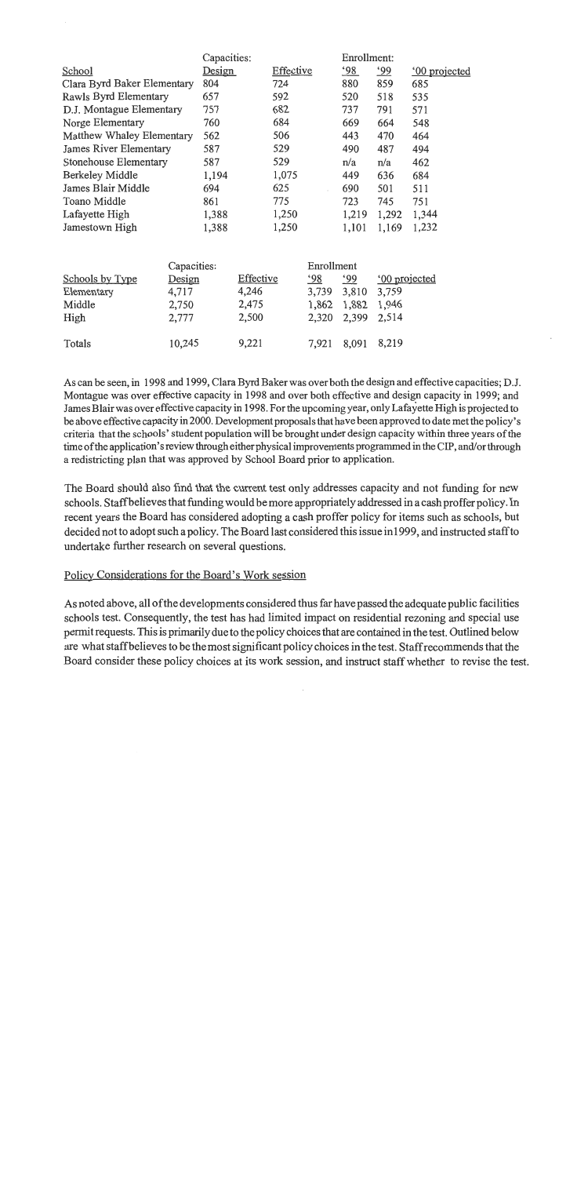| School | Capacities: Design | Effective | Enrollment: '98 | '99 | '00 projected |
|---|---|---|---|---|---|
| Clara Byrd Baker Elementary | 804 | 724 | 880 | 859 | 685 |
| Rawls Byrd Elementary | 657 | 592 | 520 | 518 | 535 |
| D.J. Montague Elementary | 757 | 682 | 737 | 791 | 571 |
| Norge Elementary | 760 | 684 | 669 | 664 | 548 |
| Matthew Whaley Elementary | 562 | 506 | 443 | 470 | 464 |
| James River Elementary | 587 | 529 | 490 | 487 | 494 |
| Stonehouse Elementary | 587 | 529 | n/a | n/a | 462 |
| Berkeley Middle | 1,194 | 1,075 | 449 | 636 | 684 |
| James Blair Middle | 694 | 625 | 690 | 501 | 511 |
| Toano Middle | 861 | 775 | 723 | 745 | 751 |
| Lafayette High | 1,388 | 1,250 | 1,219 | 1,292 | 1,344 |
| Jamestown High | 1,388 | 1,250 | 1,101 | 1,169 | 1,232 |

| Schools by Type | Capacities: Design | Effective | Enrollment '98 | '99 | '00 projected |
|---|---|---|---|---|---|
| Elementary | 4,717 | 4,246 | 3,739 | 3,810 | 3,759 |
| Middle | 2,750 | 2,475 | 1,862 | 1,882 | 1,946 |
| High | 2,777 | 2,500 | 2,320 | 2,399 | 2,514 |
| Totals | 10,245 | 9,221 | 7,921 | 8,091 | 8,219 |

As can be seen, in 1998 and 1999, Clara Byrd Baker was over both the design and effective capacities; D.J. Montague was over effective capacity in 1998 and over both effective and design capacity in 1999; and James Blair was over effective capacity in 1998. For the upcoming year, only Lafayette High is projected to be above effective capacity in 2000. Development proposals that have been approved to date met the policy's criteria that the schools' student population will be brought under design capacity within three years of the time of the application's review through either physical improvements programmed in the CIP, and/or through a redistricting plan that was approved by School Board prior to application.

The Board should also find that the current test only addresses capacity and not funding for new schools. Staff believes that funding would be more appropriately addressed in a cash proffer policy. In recent years the Board has considered adopting a cash proffer policy for items such as schools, but decided not to adopt such a policy. The Board last considered this issue in1999, and instructed staff to undertake further research on several questions.

## Policy Considerations for the Board's Work session

As noted above, all of the developments considered thus far have passed the adequate public facilities schools test. Consequently, the test has had limited impact on residential rezoning and special use permit requests. This is primarily due to the policy choices that are contained in the test. Outlined below are what staff believes to be the most significant policy choices in the test. Staff recommends that the Board consider these policy choices at its work session, and instruct staff whether to revise the test.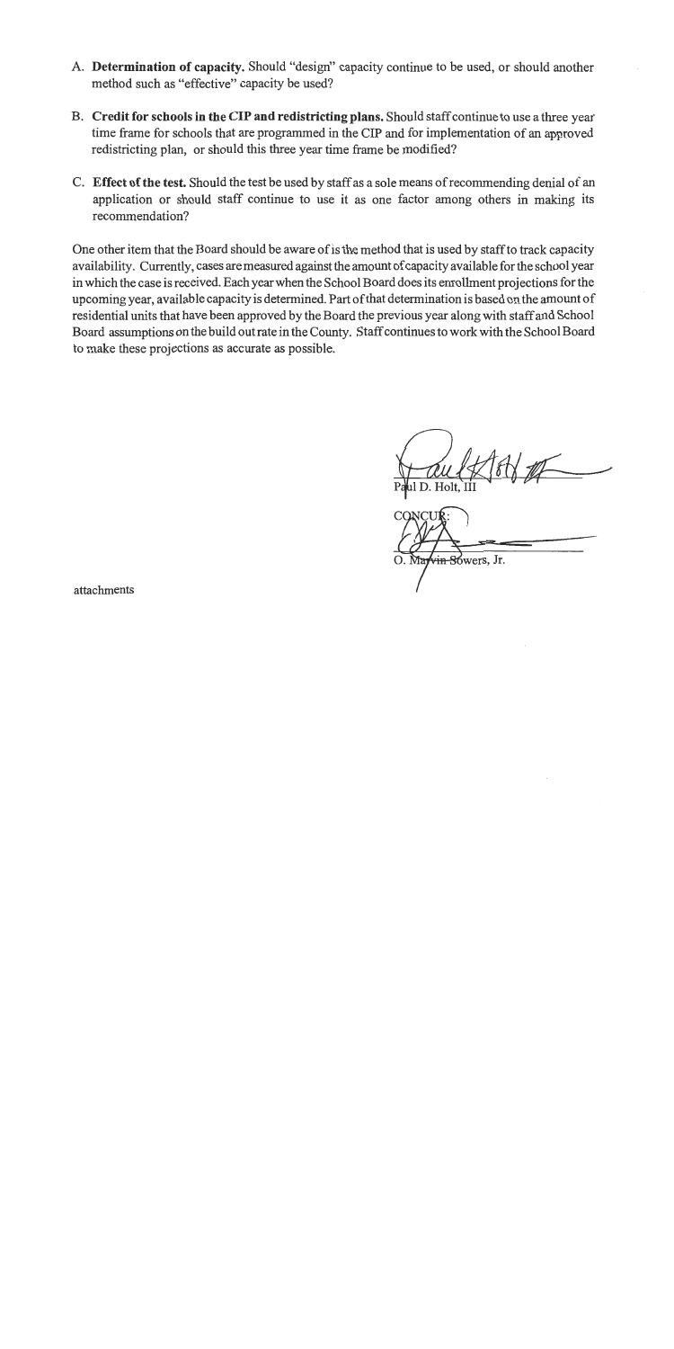A. **Determination of capacity.** Should "design" capacity continue to be used, or should another method such as "effective" capacity be used?

B. **Credit for schools in the CIP and redistricting plans.** Should staff continue to use a three year time frame for schools that are programmed in the CIP and for implementation of an approved redistricting plan, or should this three year time frame be modified?

C. **Effect of the test.** Should the test be used by staff as a sole means of recommending denial of an application or should staff continue to use it as one factor among others in making its recommendation?

One other item that the Board should be aware of is the method that is used by staff to track capacity availability. Currently, cases are measured against the amount of capacity available for the school year in which the case is received. Each year when the School Board does its enrollment projections for the upcoming year, available capacity is determined. Part of that determination is based on the amount of residential units that have been approved by the Board the previous year along with staff and School Board assumptions on the build out rate in the County. Staff continues to work with the School Board to make these projections as accurate as possible.

Paul D. Holt, III

CONCUR:

O. Marvin Sowers, Jr.

attachments